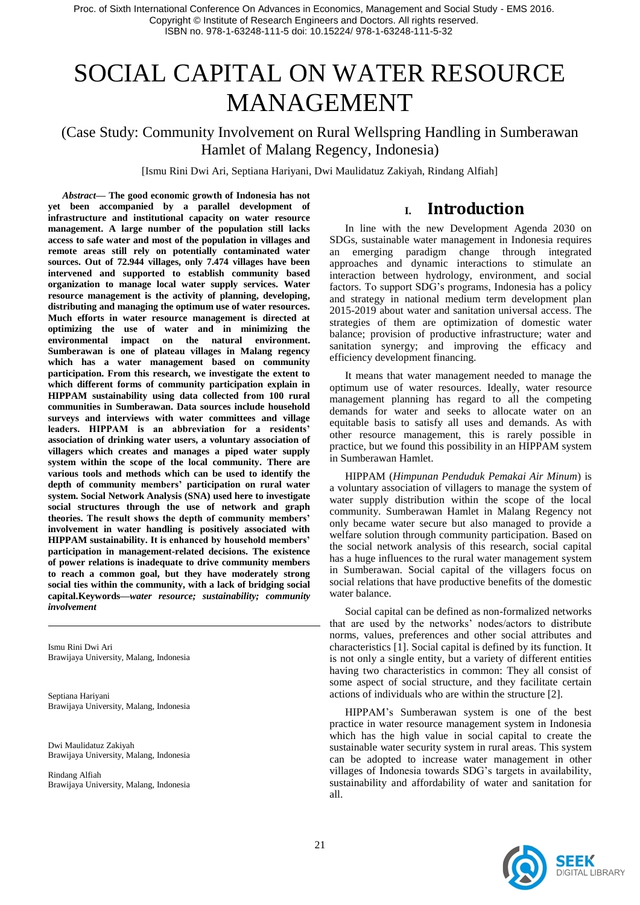# SOCIAL CAPITAL ON WATER RESOURCE MANAGEMENT

## (Case Study: Community Involvement on Rural Wellspring Handling in Sumberawan Hamlet of Malang Regency, Indonesia)

[Ismu Rini Dwi Ari, Septiana Hariyani, Dwi Maulidatuz Zakiyah, Rindang Alfiah]

***Abstract*— The good economic growth of Indonesia has not yet been accompanied by a parallel development of infrastructure and institutional capacity on water resource management. A large number of the population still lacks access to safe water and most of the population in villages and remote areas still rely on potentially contaminated water sources. Out of 72.944 villages, only 7.474 villages have been intervened and supported to establish community based organization to manage local water supply services. Water resource management is the activity of planning, developing, distributing and managing the optimum use of water resources. Much efforts in water resource management is directed at optimizing the use of water and in minimizing the environmental impact on the natural environment. Sumberawan is one of plateau villages in Malang regency which has a water management based on community participation. From this research, we investigate the extent to which different forms of community participation explain in HIPPAM sustainability using data collected from 100 rural communities in Sumberawan. Data sources include household surveys and interviews with water committees and village leaders. HIPPAM is an abbreviation for a residents' association of drinking water users, a voluntary association of villagers which creates and manages a piped water supply system within the scope of the local community. There are various tools and methods which can be used to identify the depth of community members' participation on rural water system. Social Network Analysis (SNA) used here to investigate social structures through the use of network and graph theories. The result shows the depth of community members' involvement in water handling is positively associated with HIPPAM sustainability. It is enhanced by household members' participation in management-related decisions. The existence of power relations is inadequate to drive community members to reach a common goal, but they have moderately strong social ties within the community, with a lack of bridging social capital.Keywords—*water resource; sustainability; community involvement***

Ismu Rini Dwi Ari
Brawijaya University, Malang, Indonesia

Septiana Hariyani
Brawijaya University, Malang, Indonesia

Dwi Maulidatuz Zakiyah
Brawijaya University, Malang, Indonesia

Rindang Alfiah
Brawijaya University, Malang, Indonesia

## I. Introduction

In line with the new Development Agenda 2030 on SDGs, sustainable water management in Indonesia requires an emerging paradigm change through integrated approaches and dynamic interactions to stimulate an interaction between hydrology, environment, and social factors. To support SDG's programs, Indonesia has a policy and strategy in national medium term development plan 2015-2019 about water and sanitation universal access. The strategies of them are optimization of domestic water balance; provision of productive infrastructure; water and sanitation synergy; and improving the efficacy and efficiency development financing.

It means that water management needed to manage the optimum use of water resources. Ideally, water resource management planning has regard to all the competing demands for water and seeks to allocate water on an equitable basis to satisfy all uses and demands. As with other resource management, this is rarely possible in practice, but we found this possibility in an HIPPAM system in Sumberawan Hamlet.

HIPPAM (*Himpunan Penduduk Pemakai Air Minum*) is a voluntary association of villagers to manage the system of water supply distribution within the scope of the local community. Sumberawan Hamlet in Malang Regency not only became water secure but also managed to provide a welfare solution through community participation. Based on the social network analysis of this research, social capital has a huge influences to the rural water management system in Sumberawan. Social capital of the villagers focus on social relations that have productive benefits of the domestic water balance.

Social capital can be defined as non-formalized networks that are used by the networks' nodes/actors to distribute norms, values, preferences and other social attributes and characteristics [1]. Social capital is defined by its function. It is not only a single entity, but a variety of different entities having two characteristics in common: They all consist of some aspect of social structure, and they facilitate certain actions of individuals who are within the structure [2].

HIPPAM's Sumberawan system is one of the best practice in water resource management system in Indonesia which has the high value in social capital to create the sustainable water security system in rural areas. This system can be adopted to increase water management in other villages of Indonesia towards SDG's targets in availability, sustainability and affordability of water and sanitation for all.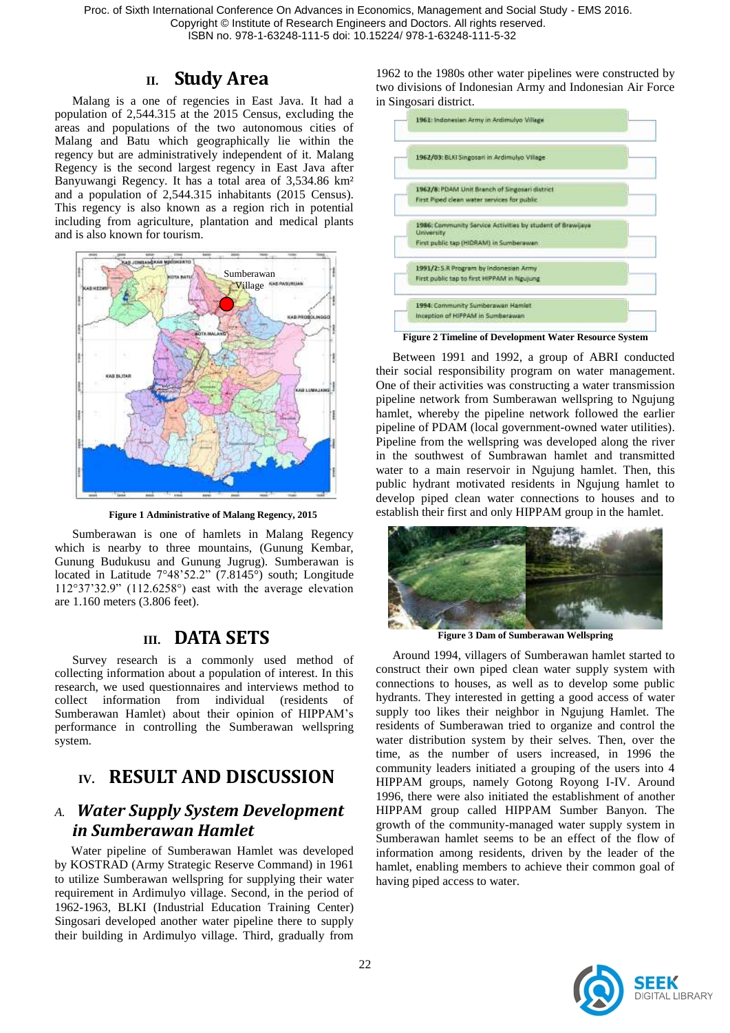## II. Study Area

Malang is a one of regencies in East Java. It had a population of 2,544.315 at the 2015 Census, excluding the areas and populations of the two autonomous cities of Malang and Batu which geographically lie within the regency but are administratively independent of it. Malang Regency is the second largest regency in East Java after Banyuwangi Regency. It has a total area of 3,534.86 km² and a population of 2,544.315 inhabitants (2015 Census). This regency is also known as a region rich in potential including from agriculture, plantation and medical plants and is also known for tourism.

Figure 1 Administrative of Malang Regency, 2015

Sumberawan is one of hamlets in Malang Regency which is nearby to three mountains, (Gunung Kembar, Gunung Budukusu and Gunung Jugrug). Sumberawan is located in Latitude 7°48'52.2" (7.8145°) south; Longitude 112°37'32.9" (112.6258°) east with the average elevation are 1.160 meters (3.806 feet).

## III. DATA SETS

Survey research is a commonly used method of collecting information about a population of interest. In this research, we used questionnaires and interviews method to collect information from individual (residents of Sumberawan Hamlet) about their opinion of HIPPAM's performance in controlling the Sumberawan wellspring system.

## IV. RESULT AND DISCUSSION

### A. *Water Supply System Development in Sumberawan Hamlet*

Water pipeline of Sumberawan Hamlet was developed by KOSTRAD (Army Strategic Reserve Command) in 1961 to utilize Sumberawan wellspring for supplying their water requirement in Ardimulyo village. Second, in the period of 1962-1963, BLKI (Industrial Education Training Center) Singosari developed another water pipeline there to supply their building in Ardimulyo village. Third, gradually from 1962 to the 1980s other water pipelines were constructed by two divisions of Indonesian Army and Indonesian Air Force in Singosari district.

Figure 2 Timeline of Development Water Resource System

Between 1991 and 1992, a group of ABRI conducted their social responsibility program on water management. One of their activities was constructing a water transmission pipeline network from Sumberawan wellspring to Ngujung hamlet, whereby the pipeline network followed the earlier pipeline of PDAM (local government-owned water utilities). Pipeline from the wellspring was developed along the river in the southwest of Sumbrawan hamlet and transmitted water to a main reservoir in Ngujung hamlet. Then, this public hydrant motivated residents in Ngujung hamlet to develop piped clean water connections to houses and to establish their first and only HIPPAM group in the hamlet.

Figure 3 Dam of Sumberawan Wellspring

Around 1994, villagers of Sumberawan hamlet started to construct their own piped clean water supply system with connections to houses, as well as to develop some public hydrants. They interested in getting a good access of water supply too likes their neighbor in Ngujung Hamlet. The residents of Sumberawan tried to organize and control the water distribution system by their selves. Then, over the time, as the number of users increased, in 1996 the community leaders initiated a grouping of the users into 4 HIPPAM groups, namely Gotong Royong I-IV. Around 1996, there were also initiated the establishment of another HIPPAM group called HIPPAM Sumber Banyon. The growth of the community-managed water supply system in Sumberawan hamlet seems to be an effect of the flow of information among residents, driven by the leader of the hamlet, enabling members to achieve their common goal of having piped access to water.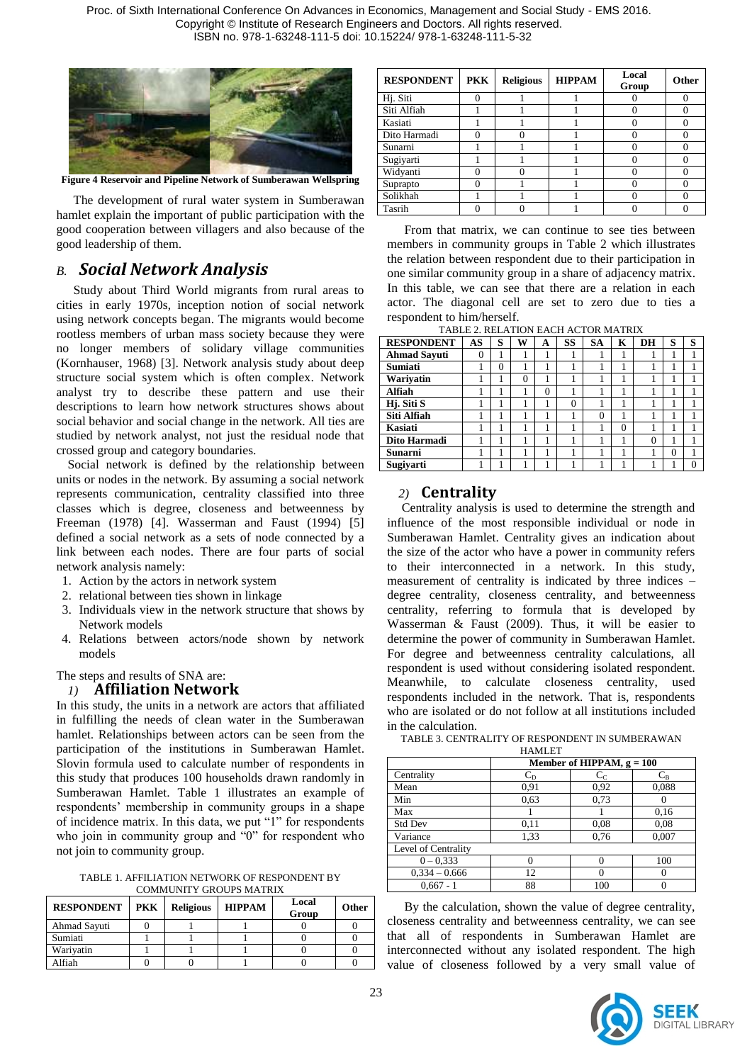Figure 4 Reservoir and Pipeline Network of Sumberawan Wellspring

The development of rural water system in Sumberawan hamlet explain the important of public participation with the good cooperation between villagers and also because of the good leadership of them.

## *B. Social Network Analysis*

Study about Third World migrants from rural areas to cities in early 1970s, inception notion of social network using network concepts began. The migrants would become rootless members of urban mass society because they were no longer members of solidary village communities (Kornhauser, 1968) [3]. Network analysis study about deep structure social system which is often complex. Network analyst try to describe these pattern and use their descriptions to learn how network structures shows about social behavior and social change in the network. All ties are studied by network analyst, not just the residual node that crossed group and category boundaries.

Social network is defined by the relationship between units or nodes in the network. By assuming a social network represents communication, centrality classified into three classes which is degree, closeness and betweenness by Freeman (1978) [4]. Wasserman and Faust (1994) [5] defined a social network as a sets of node connected by a link between each nodes. There are four parts of social network analysis namely:

1. Action by the actors in network system
2. relational between ties shown in linkage
3. Individuals view in the network structure that shows by Network models
4. Relations between actors/node shown by network models

The steps and results of SNA are:

### *1)* Affiliation Network

In this study, the units in a network are actors that affiliated in fulfilling the needs of clean water in the Sumberawan hamlet. Relationships between actors can be seen from the participation of the institutions in Sumberawan Hamlet. Slovin formula used to calculate number of respondents in this study that produces 100 households drawn randomly in Sumberawan Hamlet. Table 1 illustrates an example of respondents' membership in community groups in a shape of incidence matrix. In this data, we put "1" for respondents who join in community group and "0" for respondent who not join to community group.

TABLE 1. AFFILIATION NETWORK OF RESPONDENT BY COMMUNITY GROUPS MATRIX

| RESPONDENT | PKK | Religious | HIPPAM | Local Group | Other |
|---|---|---|---|---|---|
| Ahmad Sayuti | 0 | 1 | 1 | 0 | 0 |
| Sumiati | 1 | 1 | 1 | 0 | 0 |
| Wariyatin | 1 | 1 | 1 | 0 | 0 |
| Alfiah | 0 | 0 | 1 | 0 | 0 |
| Hj. Siti | 0 | 1 | 1 | 0 | 0 |
| Siti Alfiah | 1 | 1 | 1 | 0 | 0 |
| Kasiati | 1 | 1 | 1 | 0 | 0 |
| Dito Harmadi | 0 | 0 | 1 | 0 | 0 |
| Sunarni | 1 | 1 | 1 | 0 | 0 |
| Sugiyarti | 1 | 1 | 1 | 0 | 0 |
| Widyanti | 0 | 0 | 1 | 0 | 0 |
| Suprapto | 0 | 1 | 1 | 0 | 0 |
| Solikhah | 1 | 1 | 1 | 0 | 0 |
| Tasrih | 0 | 0 | 1 | 0 | 0 |

From that matrix, we can continue to see ties between members in community groups in Table 2 which illustrates the relation between respondent due to their participation in one similar community group in a share of adjacency matrix. In this table, we can see that there are a relation in each actor. The diagonal cell are set to zero due to ties a respondent to him/herself.

TABLE 2. RELATION EACH ACTOR MATRIX

| RESPONDENT | AS | S | W | A | SS | SA | K | DH | S | S |
|---|---|---|---|---|---|---|---|---|---|---|
| **Ahmad Sayuti** | 0 | 1 | 1 | 1 | 1 | 1 | 1 | 1 | 1 | 1 |
| **Sumiati** | 1 | 0 | 1 | 1 | 1 | 1 | 1 | 1 | 1 | 1 |
| **Wariyatin** | 1 | 1 | 0 | 1 | 1 | 1 | 1 | 1 | 1 | 1 |
| **Alfiah** | 1 | 1 | 1 | 0 | 1 | 1 | 1 | 1 | 1 | 1 |
| **Hj. Siti S** | 1 | 1 | 1 | 1 | 0 | 1 | 1 | 1 | 1 | 1 |
| **Siti Alfiah** | 1 | 1 | 1 | 1 | 1 | 0 | 1 | 1 | 1 | 1 |
| **Kasiati** | 1 | 1 | 1 | 1 | 1 | 1 | 0 | 1 | 1 | 1 |
| **Dito Harmadi** | 1 | 1 | 1 | 1 | 1 | 1 | 1 | 0 | 1 | 1 |
| **Sunarni** | 1 | 1 | 1 | 1 | 1 | 1 | 1 | 1 | 0 | 1 |
| **Sugiyarti** | 1 | 1 | 1 | 1 | 1 | 1 | 1 | 1 | 1 | 0 |

### *2)* Centrality

Centrality analysis is used to determine the strength and influence of the most responsible individual or node in Sumberawan Hamlet. Centrality gives an indication about the size of the actor who have a power in community refers to their interconnected in a network. In this study, measurement of centrality is indicated by three indices – degree centrality, closeness centrality, and betweenness centrality, referring to formula that is developed by Wasserman & Faust (2009). Thus, it will be easier to determine the power of community in Sumberawan Hamlet. For degree and betweenness centrality calculations, all respondent is used without considering isolated respondent. Meanwhile, to calculate closeness centrality, used respondents included in the network. That is, respondents who are isolated or do not follow at all institutions included in the calculation.

TABLE 3. CENTRALITY OF RESPONDENT IN SUMBERAWAN HAMLET

| | Member of HIPPAM, g = 100 | | |
|---|---|---|---|
| Centrality | $C_D$ | $C_C$ | $C_B$ |
| Mean | 0,91 | 0,92 | 0,088 |
| Min | 0,63 | 0,73 | 0 |
| Max | 1 | 1 | 0,16 |
| Std Dev | 0,11 | 0,08 | 0,08 |
| Variance | 1,33 | 0,76 | 0,007 |
| Level of Centrality | | | |
| 0 – 0,333 | 0 | 0 | 100 |
| 0,334 – 0,666 | 12 | 0 | 0 |
| 0,667 - 1 | 88 | 100 | 0 |

By the calculation, shown the value of degree centrality, closeness centrality and betweenness centrality, we can see that all of respondents in Sumberawan Hamlet are interconnected without any isolated respondent. The high value of closeness followed by a very small value of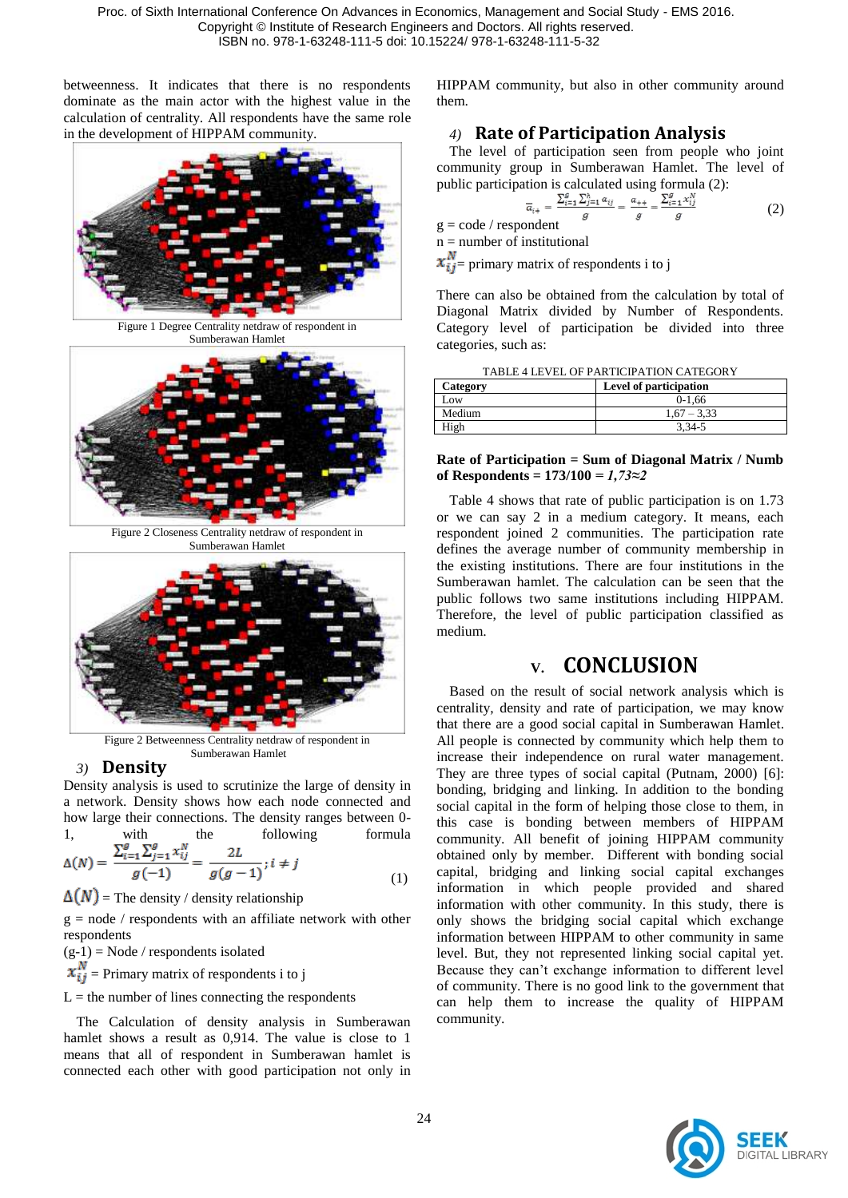betweenness. It indicates that there is no respondents dominate as the main actor with the highest value in the calculation of centrality. All respondents have the same role in the development of HIPPAM community.

Figure 1 Degree Centrality netdraw of respondent in Sumberawan Hamlet

Figure 2 Closeness Centrality netdraw of respondent in Sumberawan Hamlet

Figure 2 Betweenness Centrality netdraw of respondent in Sumberawan Hamlet

### 3) Density

Density analysis is used to scrutinize the large of density in a network. Density shows how each node connected and how large their connections. The density ranges between 0-1, with the following formula

$$\Delta(N) = \frac{\sum_{i=1}^{g}\sum_{j=1}^{g} x_{ij}^{N}}{g(-1)} = \frac{2L}{g(g-1)}; i \neq j \quad (1)$$

$\Delta(N)$ = The density / density relationship

g = node / respondents with an affiliate network with other respondents

(g-1) = Node / respondents isolated

$x_{ij}^{N}$ = Primary matrix of respondents i to j

L = the number of lines connecting the respondents

The Calculation of density analysis in Sumberawan hamlet shows a result as 0,914. The value is close to 1 means that all of respondent in Sumberawan hamlet is connected each other with good participation not only in HIPPAM community, but also in other community around them.

### 4) Rate of Participation Analysis

The level of participation seen from people who joint community group in Sumberawan Hamlet. The level of public participation is calculated using formula (2):

$$\overline{a}_{i+} = \frac{\sum_{i=1}^{g}\sum_{j=1}^{h} a_{ij}}{g} = \frac{a_{++}}{g} = \frac{\sum_{i=1}^{g} x_{ij}^{N}}{g} \quad (2)$$

g = code / respondent

n = number of institutional

$x_{ij}^{N}$= primary matrix of respondents i to j

There can also be obtained from the calculation by total of Diagonal Matrix divided by Number of Respondents. Category level of participation be divided into three categories, such as:

TABLE 4 LEVEL OF PARTICIPATION CATEGORY

| Category | Level of participation |
|---|---|
| Low | 0-1,66 |
| Medium | 1,67 – 3,33 |
| High | 3,34-5 |

**Rate of Participation = Sum of Diagonal Matrix / Numb of Respondents = 173/100 = *1,73≈2***

Table 4 shows that rate of public participation is on 1.73 or we can say 2 in a medium category. It means, each respondent joined 2 communities. The participation rate defines the average number of community membership in the existing institutions. There are four institutions in the Sumberawan hamlet. The calculation can be seen that the public follows two same institutions including HIPPAM. Therefore, the level of public participation classified as medium.

## V. CONCLUSION

Based on the result of social network analysis which is centrality, density and rate of participation, we may know that there are a good social capital in Sumberawan Hamlet. All people is connected by community which help them to increase their independence on rural water management. They are three types of social capital (Putnam, 2000) [6]: bonding, bridging and linking. In addition to the bonding social capital in the form of helping those close to them, in this case is bonding between members of HIPPAM community. All benefit of joining HIPPAM community obtained only by member. Different with bonding social capital, bridging and linking social capital exchanges information in which people provided and shared information with other community. In this study, there is only shows the bridging social capital which exchange information between HIPPAM to other community in same level. But, they not represented linking social capital yet. Because they can't exchange information to different level of community. There is no good link to the government that can help them to increase the quality of HIPPAM community.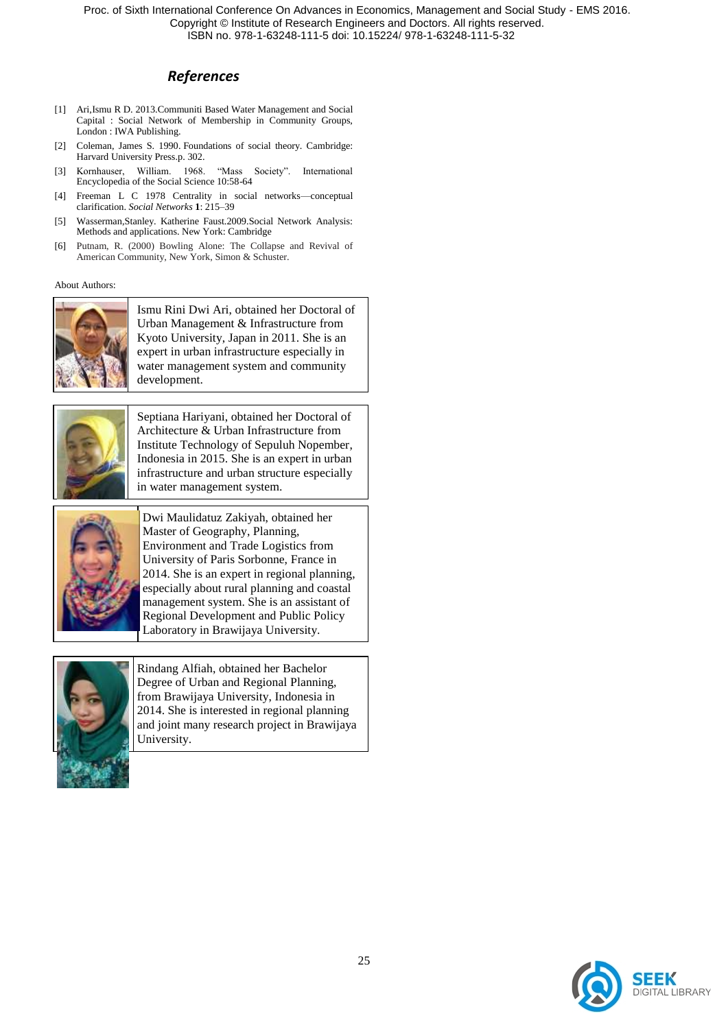## References

[1] Ari,Ismu R D. 2013.Communiti Based Water Management and Social Capital : Social Network of Membership in Community Groups, London : IWA Publishing.

[2] Coleman, James S. 1990. Foundations of social theory. Cambridge: Harvard University Press.p. 302.

[3] Kornhauser, William. 1968. "Mass Society". International Encyclopedia of the Social Science 10:58-64

[4] Freeman L C 1978 Centrality in social networks—conceptual clarification. *Social Networks* **1**: 215–39

[5] Wasserman,Stanley. Katherine Faust.2009.Social Network Analysis: Methods and applications. New York: Cambridge

[6] Putnam, R. (2000) Bowling Alone: The Collapse and Revival of American Community, New York, Simon & Schuster.

About Authors:

Ismu Rini Dwi Ari, obtained her Doctoral of Urban Management & Infrastructure from Kyoto University, Japan in 2011. She is an expert in urban infrastructure especially in water management system and community development.

Septiana Hariyani, obtained her Doctoral of Architecture & Urban Infrastructure from Institute Technology of Sepuluh Nopember, Indonesia in 2015. She is an expert in urban infrastructure and urban structure especially in water management system.

Dwi Maulidatuz Zakiyah, obtained her Master of Geography, Planning, Environment and Trade Logistics from University of Paris Sorbonne, France in 2014. She is an expert in regional planning, especially about rural planning and coastal management system. She is an assistant of Regional Development and Public Policy Laboratory in Brawijaya University.

Rindang Alfiah, obtained her Bachelor Degree of Urban and Regional Planning, from Brawijaya University, Indonesia in 2014. She is interested in regional planning and joint many research project in Brawijaya University.